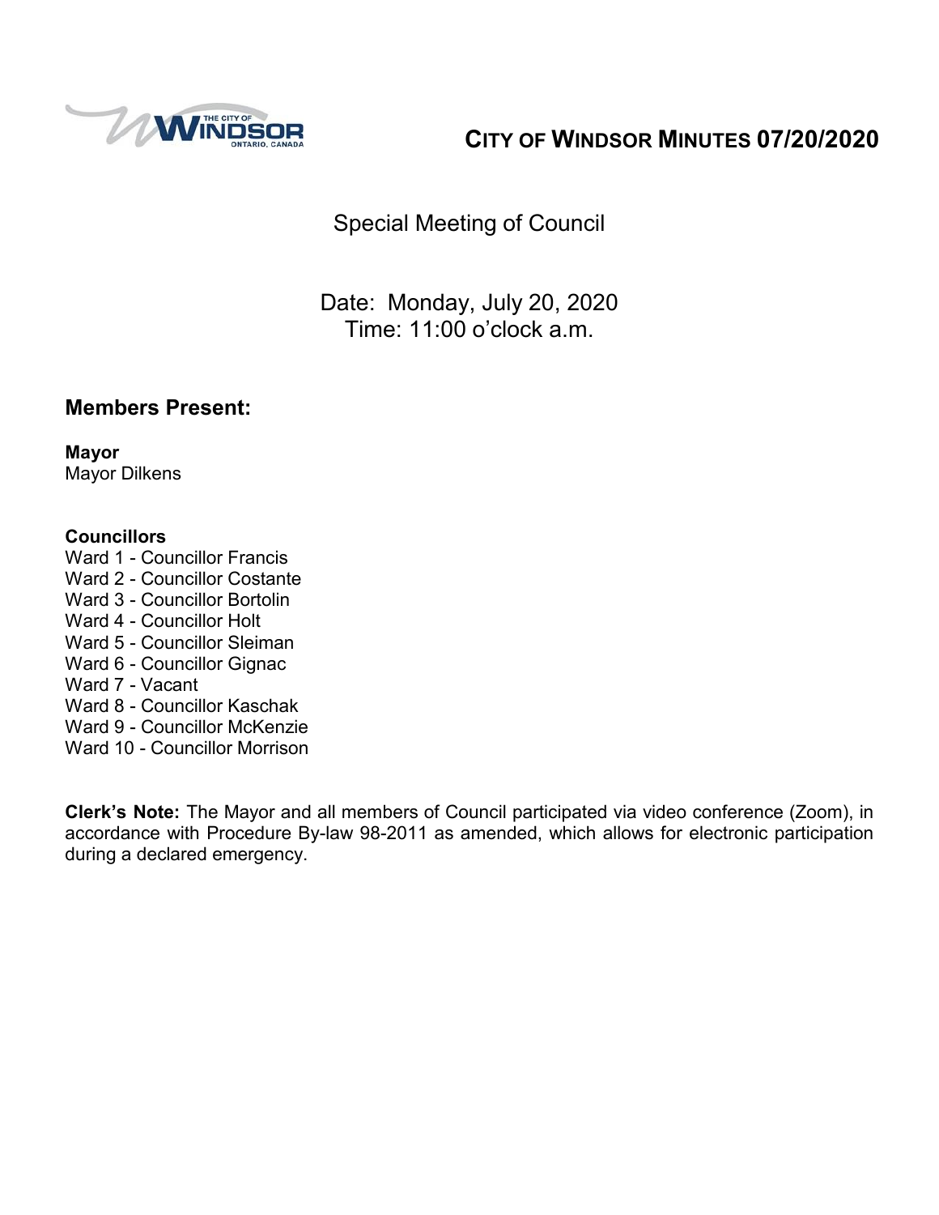# CITY OF WINDSOR MINUTES 07/20/2020

## Special Meeting of Council

Date: Monday, July 20, 2020
Time: 11:00 o'clock a.m.

## Members Present:

**Mayor**
Mayor Dilkens

**Councillors**
Ward 1 - Councillor Francis
Ward 2 - Councillor Costante
Ward 3 - Councillor Bortolin
Ward 4 - Councillor Holt
Ward 5 - Councillor Sleiman
Ward 6 - Councillor Gignac
Ward 7 - Vacant
Ward 8 - Councillor Kaschak
Ward 9 - Councillor McKenzie
Ward 10 - Councillor Morrison

**Clerk's Note:** The Mayor and all members of Council participated via video conference (Zoom), in accordance with Procedure By-law 98-2011 as amended, which allows for electronic participation during a declared emergency.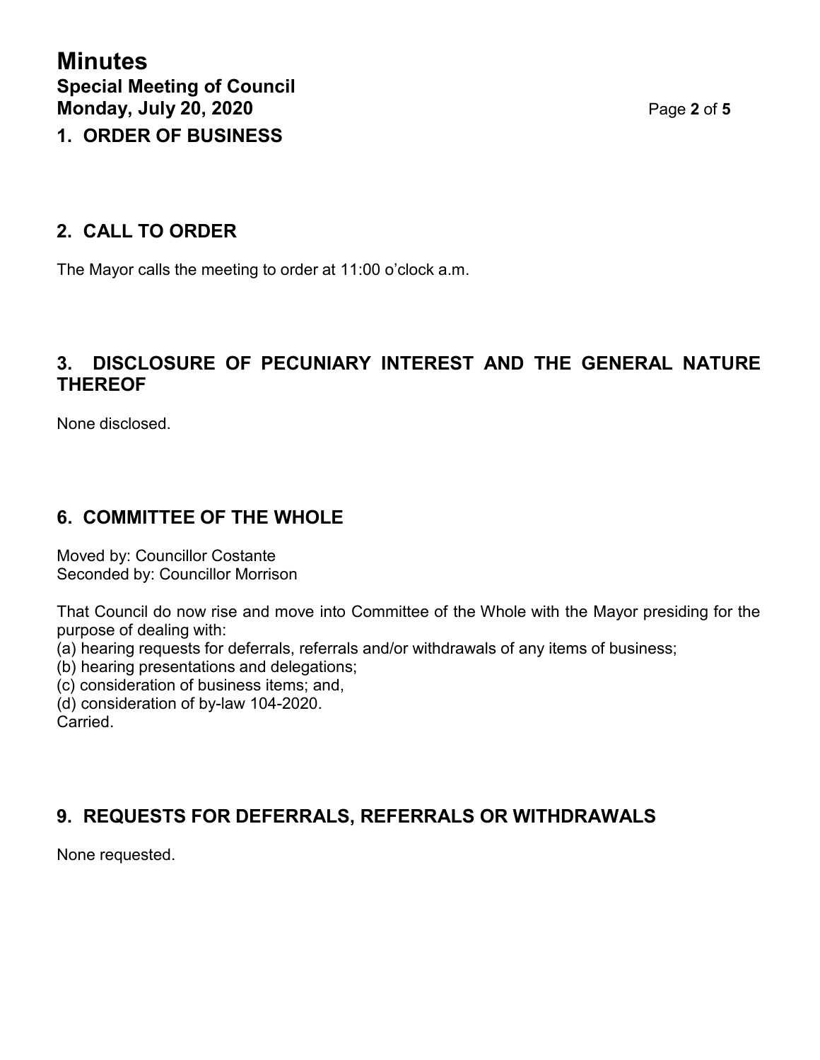# 1. ORDER OF BUSINESS

## 2. CALL TO ORDER

The Mayor calls the meeting to order at 11:00 o'clock a.m.

## 3. DISCLOSURE OF PECUNIARY INTEREST AND THE GENERAL NATURE THEREOF

None disclosed.

## 6. COMMITTEE OF THE WHOLE

Moved by: Councillor Costante
Seconded by: Councillor Morrison

That Council do now rise and move into Committee of the Whole with the Mayor presiding for the purpose of dealing with:
(a) hearing requests for deferrals, referrals and/or withdrawals of any items of business;
(b) hearing presentations and delegations;
(c) consideration of business items; and,
(d) consideration of by-law 104-2020.
Carried.

## 9. REQUESTS FOR DEFERRALS, REFERRALS OR WITHDRAWALS

None requested.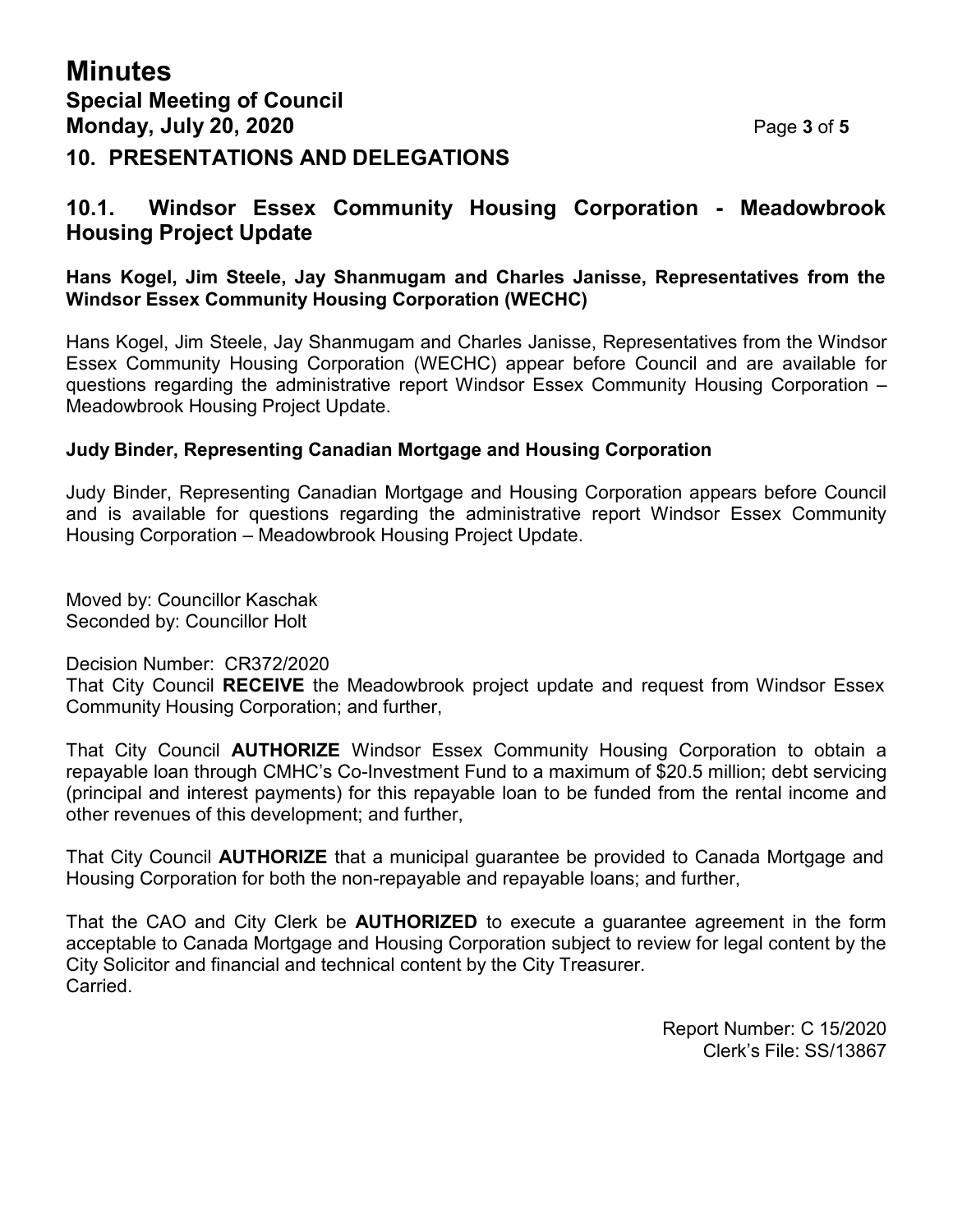## 10. PRESENTATIONS AND DELEGATIONS

### 10.1. Windsor Essex Community Housing Corporation - Meadowbrook Housing Project Update

**Hans Kogel, Jim Steele, Jay Shanmugam and Charles Janisse, Representatives from the Windsor Essex Community Housing Corporation (WECHC)**

Hans Kogel, Jim Steele, Jay Shanmugam and Charles Janisse, Representatives from the Windsor Essex Community Housing Corporation (WECHC) appear before Council and are available for questions regarding the administrative report Windsor Essex Community Housing Corporation – Meadowbrook Housing Project Update.

**Judy Binder, Representing Canadian Mortgage and Housing Corporation**

Judy Binder, Representing Canadian Mortgage and Housing Corporation appears before Council and is available for questions regarding the administrative report Windsor Essex Community Housing Corporation – Meadowbrook Housing Project Update.

Moved by: Councillor Kaschak
Seconded by: Councillor Holt

Decision Number: CR372/2020
That City Council **RECEIVE** the Meadowbrook project update and request from Windsor Essex Community Housing Corporation; and further,

That City Council **AUTHORIZE** Windsor Essex Community Housing Corporation to obtain a repayable loan through CMHC's Co-Investment Fund to a maximum of $20.5 million; debt servicing (principal and interest payments) for this repayable loan to be funded from the rental income and other revenues of this development; and further,

That City Council **AUTHORIZE** that a municipal guarantee be provided to Canada Mortgage and Housing Corporation for both the non-repayable and repayable loans; and further,

That the CAO and City Clerk be **AUTHORIZED** to execute a guarantee agreement in the form acceptable to Canada Mortgage and Housing Corporation subject to review for legal content by the City Solicitor and financial and technical content by the City Treasurer.
Carried.

Report Number: C 15/2020
Clerk's File: SS/13867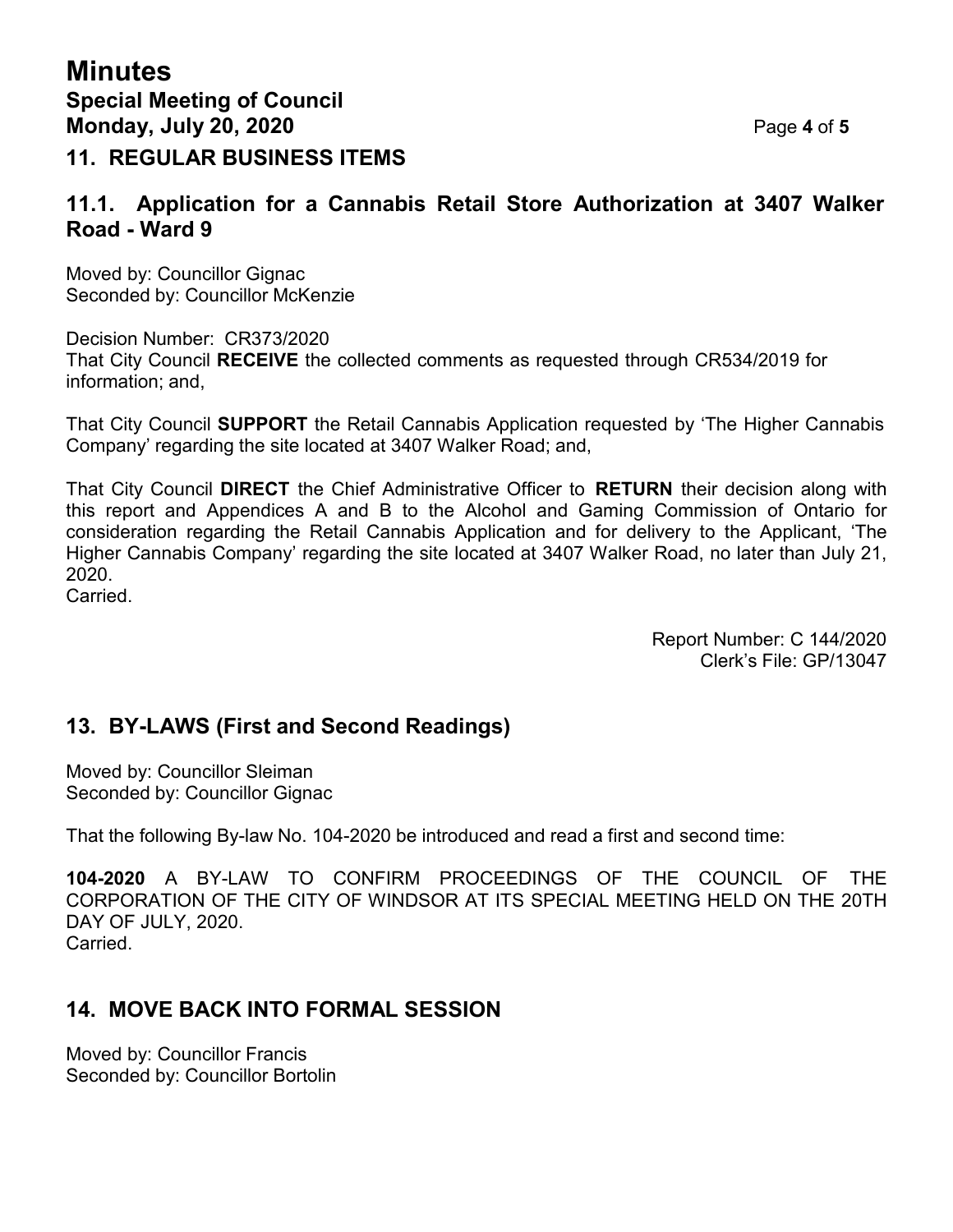## 11. REGULAR BUSINESS ITEMS

### 11.1. Application for a Cannabis Retail Store Authorization at 3407 Walker Road - Ward 9

Moved by: Councillor Gignac
Seconded by: Councillor McKenzie

Decision Number: CR373/2020
That City Council **RECEIVE** the collected comments as requested through CR534/2019 for information; and,

That City Council **SUPPORT** the Retail Cannabis Application requested by 'The Higher Cannabis Company' regarding the site located at 3407 Walker Road; and,

That City Council **DIRECT** the Chief Administrative Officer to **RETURN** their decision along with this report and Appendices A and B to the Alcohol and Gaming Commission of Ontario for consideration regarding the Retail Cannabis Application and for delivery to the Applicant, 'The Higher Cannabis Company' regarding the site located at 3407 Walker Road, no later than July 21, 2020.
Carried.

Report Number: C 144/2020
Clerk's File: GP/13047

## 13. BY-LAWS (First and Second Readings)

Moved by: Councillor Sleiman
Seconded by: Councillor Gignac

That the following By-law No. 104-2020 be introduced and read a first and second time:

**104-2020** A BY-LAW TO CONFIRM PROCEEDINGS OF THE COUNCIL OF THE CORPORATION OF THE CITY OF WINDSOR AT ITS SPECIAL MEETING HELD ON THE 20TH DAY OF JULY, 2020.
Carried.

## 14. MOVE BACK INTO FORMAL SESSION

Moved by: Councillor Francis
Seconded by: Councillor Bortolin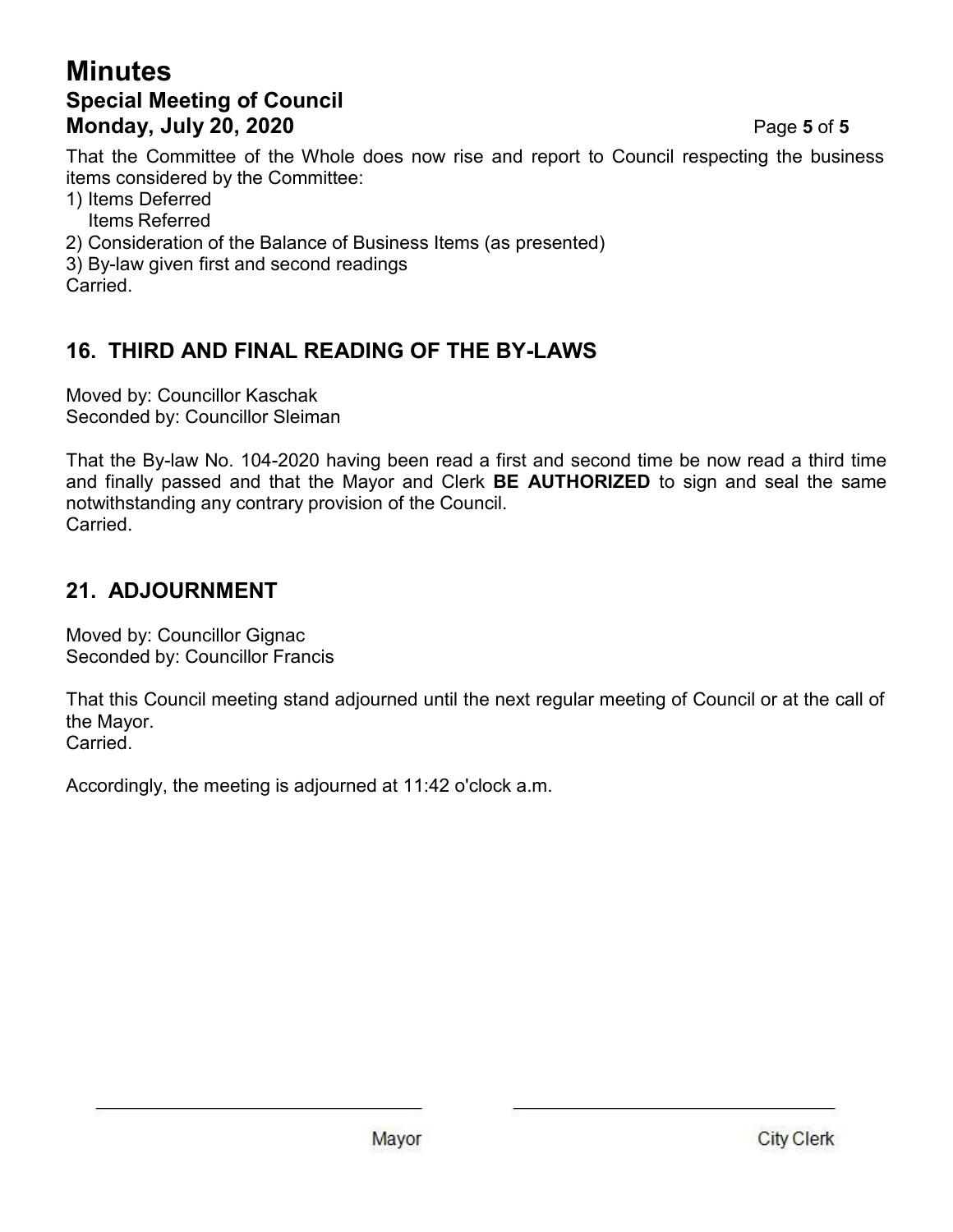That the Committee of the Whole does now rise and report to Council respecting the business items considered by the Committee:

1) Items Deferred
   Items Referred
2) Consideration of the Balance of Business Items (as presented)
3) By-law given first and second readings

Carried.

## 16. THIRD AND FINAL READING OF THE BY-LAWS

Moved by: Councillor Kaschak
Seconded by: Councillor Sleiman

That the By-law No. 104-2020 having been read a first and second time be now read a third time and finally passed and that the Mayor and Clerk **BE AUTHORIZED** to sign and seal the same notwithstanding any contrary provision of the Council.
Carried.

## 21. ADJOURNMENT

Moved by: Councillor Gignac
Seconded by: Councillor Francis

That this Council meeting stand adjourned until the next regular meeting of Council or at the call of the Mayor.
Carried.

Accordingly, the meeting is adjourned at 11:42 o'clock a.m.

Mayor

City Clerk